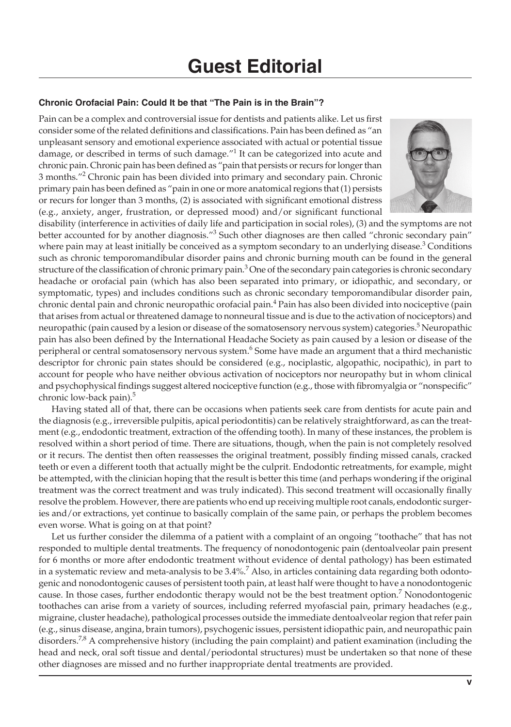# Guest Editorial

### Chronic Orofacial Pain: Could It be that "The Pain is in the Brain"?

Pain can be a complex and controversial issue for dentists and patients alike. Let us first consider some of the related definitions and classifications. Pain has been defined as "an unpleasant sensory and emotional experience associated with actual or potential tissue damage, or described in terms of such damage."[1] It can be categorized into acute and chronic pain. Chronic pain has been defined as "pain that persists or recurs for longer than 3 months."[2] Chronic pain has been divided into primary and secondary pain. Chronic primary pain has been defined as "pain in one or more anatomical regions that (1) persists or recurs for longer than 3 months, (2) is associated with significant emotional distress (e.g., anxiety, anger, frustration, or depressed mood) and/or significant functional disability (interference in activities of daily life and participation in social roles), (3) and the symptoms are not better accounted for by another diagnosis."[3] Such other diagnoses are then called "chronic secondary pain" where pain may at least initially be conceived as a symptom secondary to an underlying disease.[3] Conditions such as chronic temporomandibular disorder pains and chronic burning mouth can be found in the general structure of the classification of chronic primary pain.[3] One of the secondary pain categories is chronic secondary headache or orofacial pain (which has also been separated into primary, or idiopathic, and secondary, or symptomatic, types) and includes conditions such as chronic secondary temporomandibular disorder pain, chronic dental pain and chronic neuropathic orofacial pain.[4] Pain has also been divided into nociceptive (pain that arises from actual or threatened damage to nonneural tissue and is due to the activation of nociceptors) and neuropathic (pain caused by a lesion or disease of the somatosensory nervous system) categories.[5] Neuropathic pain has also been defined by the International Headache Society as pain caused by a lesion or disease of the peripheral or central somatosensory nervous system.[6] Some have made an argument that a third mechanistic descriptor for chronic pain states should be considered (e.g., nociplastic, algopathic, nocipathic), in part to account for people who have neither obvious activation of nociceptors nor neuropathy but in whom clinical and psychophysical findings suggest altered nociceptive function (e.g., those with fibromyalgia or "nonspecific" chronic low-back pain).[5]

Having stated all of that, there can be occasions when patients seek care from dentists for acute pain and the diagnosis (e.g., irreversible pulpitis, apical periodontitis) can be relatively straightforward, as can the treatment (e.g., endodontic treatment, extraction of the offending tooth). In many of these instances, the problem is resolved within a short period of time. There are situations, though, when the pain is not completely resolved or it recurs. The dentist then often reassesses the original treatment, possibly finding missed canals, cracked teeth or even a different tooth that actually might be the culprit. Endodontic retreatments, for example, might be attempted, with the clinician hoping that the result is better this time (and perhaps wondering if the original treatment was the correct treatment and was truly indicated). This second treatment will occasionally finally resolve the problem. However, there are patients who end up receiving multiple root canals, endodontic surgeries and/or extractions, yet continue to basically complain of the same pain, or perhaps the problem becomes even worse. What is going on at that point?

Let us further consider the dilemma of a patient with a complaint of an ongoing "toothache" that has not responded to multiple dental treatments. The frequency of nonodontogenic pain (dentoalveolar pain present for 6 months or more after endodontic treatment without evidence of dental pathology) has been estimated in a systematic review and meta-analysis to be 3.4%.[7] Also, in articles containing data regarding both odontogenic and nonodontogenic causes of persistent tooth pain, at least half were thought to have a nonodontogenic cause. In those cases, further endodontic therapy would not be the best treatment option.[7] Nonodontogenic toothaches can arise from a variety of sources, including referred myofascial pain, primary headaches (e.g., migraine, cluster headache), pathological processes outside the immediate dentoalveolar region that refer pain (e.g., sinus disease, angina, brain tumors), psychogenic issues, persistent idiopathic pain, and neuropathic pain disorders.[7,8] A comprehensive history (including the pain complaint) and patient examination (including the head and neck, oral soft tissue and dental/periodontal structures) must be undertaken so that none of these other diagnoses are missed and no further inappropriate dental treatments are provided.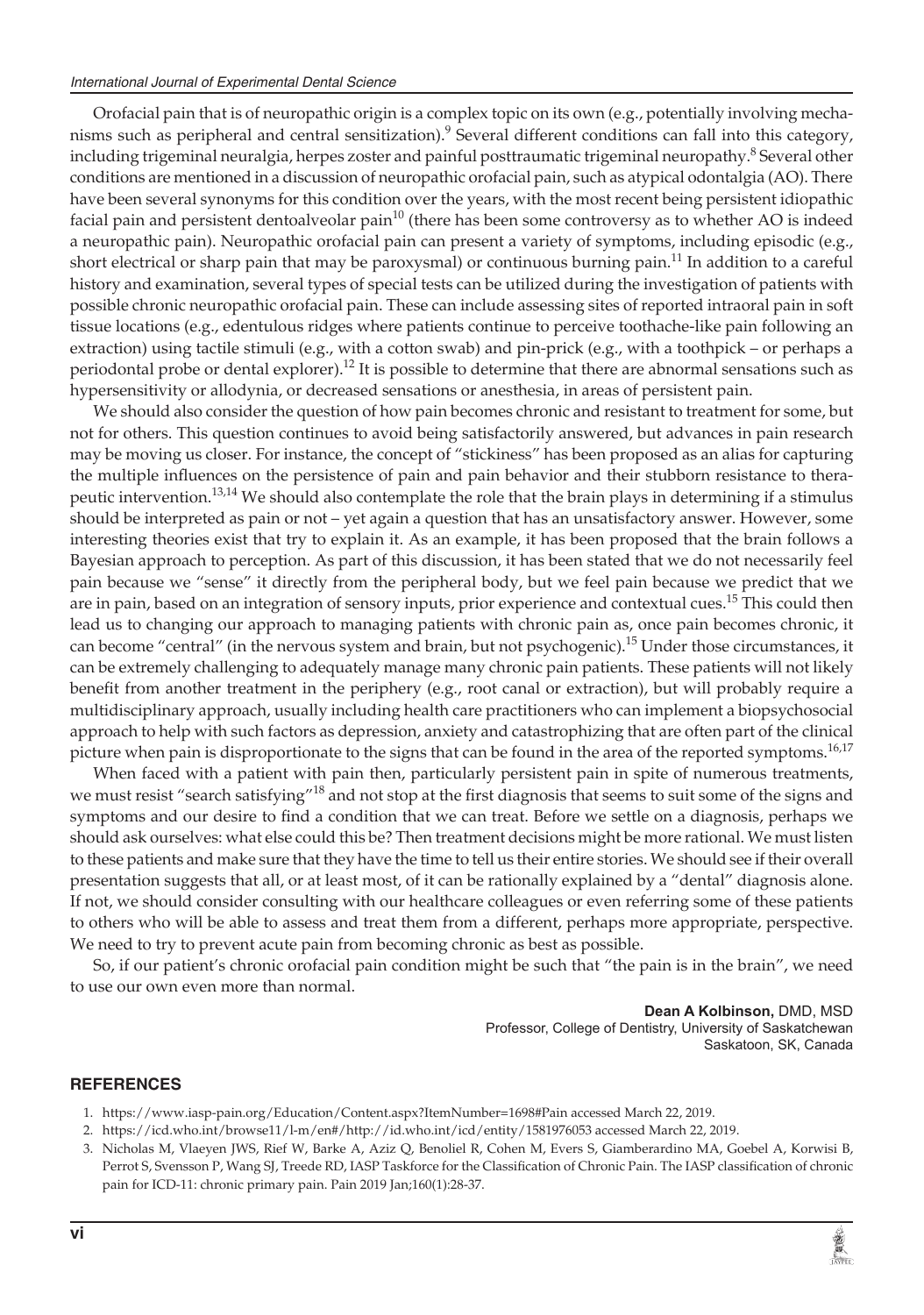Orofacial pain that is of neuropathic origin is a complex topic on its own (e.g., potentially involving mechanisms such as peripheral and central sensitization).[9] Several different conditions can fall into this category, including trigeminal neuralgia, herpes zoster and painful posttraumatic trigeminal neuropathy.[8] Several other conditions are mentioned in a discussion of neuropathic orofacial pain, such as atypical odontalgia (AO). There have been several synonyms for this condition over the years, with the most recent being persistent idiopathic facial pain and persistent dentoalveolar pain[10] (there has been some controversy as to whether AO is indeed a neuropathic pain). Neuropathic orofacial pain can present a variety of symptoms, including episodic (e.g., short electrical or sharp pain that may be paroxysmal) or continuous burning pain.[11] In addition to a careful history and examination, several types of special tests can be utilized during the investigation of patients with possible chronic neuropathic orofacial pain. These can include assessing sites of reported intraoral pain in soft tissue locations (e.g., edentulous ridges where patients continue to perceive toothache-like pain following an extraction) using tactile stimuli (e.g., with a cotton swab) and pin-prick (e.g., with a toothpick – or perhaps a periodontal probe or dental explorer).[12] It is possible to determine that there are abnormal sensations such as hypersensitivity or allodynia, or decreased sensations or anesthesia, in areas of persistent pain.

We should also consider the question of how pain becomes chronic and resistant to treatment for some, but not for others. This question continues to avoid being satisfactorily answered, but advances in pain research may be moving us closer. For instance, the concept of "stickiness" has been proposed as an alias for capturing the multiple influences on the persistence of pain and pain behavior and their stubborn resistance to therapeutic intervention.[13,14] We should also contemplate the role that the brain plays in determining if a stimulus should be interpreted as pain or not – yet again a question that has an unsatisfactory answer. However, some interesting theories exist that try to explain it. As an example, it has been proposed that the brain follows a Bayesian approach to perception. As part of this discussion, it has been stated that we do not necessarily feel pain because we "sense" it directly from the peripheral body, but we feel pain because we predict that we are in pain, based on an integration of sensory inputs, prior experience and contextual cues.[15] This could then lead us to changing our approach to managing patients with chronic pain as, once pain becomes chronic, it can become "central" (in the nervous system and brain, but not psychogenic).[15] Under those circumstances, it can be extremely challenging to adequately manage many chronic pain patients. These patients will not likely benefit from another treatment in the periphery (e.g., root canal or extraction), but will probably require a multidisciplinary approach, usually including health care practitioners who can implement a biopsychosocial approach to help with such factors as depression, anxiety and catastrophizing that are often part of the clinical picture when pain is disproportionate to the signs that can be found in the area of the reported symptoms.[16,17]

When faced with a patient with pain then, particularly persistent pain in spite of numerous treatments, we must resist "search satisfying"[18] and not stop at the first diagnosis that seems to suit some of the signs and symptoms and our desire to find a condition that we can treat. Before we settle on a diagnosis, perhaps we should ask ourselves: what else could this be? Then treatment decisions might be more rational. We must listen to these patients and make sure that they have the time to tell us their entire stories. We should see if their overall presentation suggests that all, or at least most, of it can be rationally explained by a "dental" diagnosis alone. If not, we should consider consulting with our healthcare colleagues or even referring some of these patients to others who will be able to assess and treat them from a different, perhaps more appropriate, perspective. We need to try to prevent acute pain from becoming chronic as best as possible.

So, if our patient's chronic orofacial pain condition might be such that "the pain is in the brain", we need to use our own even more than normal.

**Dean A Kolbinson,** DMD, MSD
Professor, College of Dentistry, University of Saskatchewan
Saskatoon, SK, Canada

## REFERENCES

1. https://www.iasp-pain.org/Education/Content.aspx?ItemNumber=1698#Pain accessed March 22, 2019.
2. https://icd.who.int/browse11/l-m/en#/http://id.who.int/icd/entity/1581976053 accessed March 22, 2019.
3. Nicholas M, Vlaeyen JWS, Rief W, Barke A, Aziz Q, Benoliel R, Cohen M, Evers S, Giamberardino MA, Goebel A, Korwisi B, Perrot S, Svensson P, Wang SJ, Treede RD, IASP Taskforce for the Classification of Chronic Pain. The IASP classification of chronic pain for ICD-11: chronic primary pain. Pain 2019 Jan;160(1):28-37.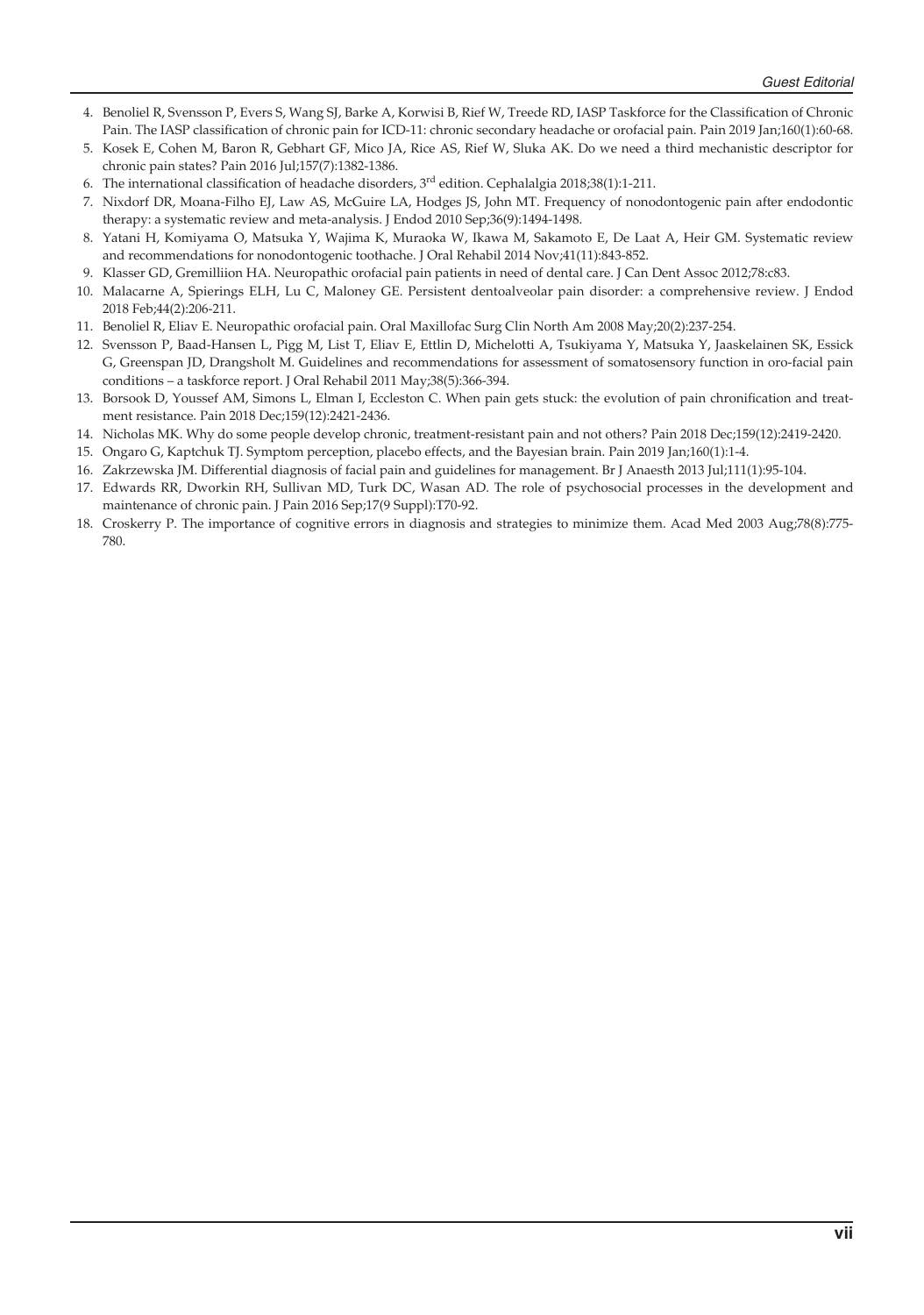4. Benoliel R, Svensson P, Evers S, Wang SJ, Barke A, Korwisi B, Rief W, Treede RD, IASP Taskforce for the Classification of Chronic Pain. The IASP classification of chronic pain for ICD-11: chronic secondary headache or orofacial pain. Pain 2019 Jan;160(1):60-68.
5. Kosek E, Cohen M, Baron R, Gebhart GF, Mico JA, Rice AS, Rief W, Sluka AK. Do we need a third mechanistic descriptor for chronic pain states? Pain 2016 Jul;157(7):1382-1386.
6. The international classification of headache disorders, 3rd edition. Cephalalgia 2018;38(1):1-211.
7. Nixdorf DR, Moana-Filho EJ, Law AS, McGuire LA, Hodges JS, John MT. Frequency of nonodontogenic pain after endodontic therapy: a systematic review and meta-analysis. J Endod 2010 Sep;36(9):1494-1498.
8. Yatani H, Komiyama O, Matsuka Y, Wajima K, Muraoka W, Ikawa M, Sakamoto E, De Laat A, Heir GM. Systematic review and recommendations for nonodontogenic toothache. J Oral Rehabil 2014 Nov;41(11):843-852.
9. Klasser GD, Gremilliion HA. Neuropathic orofacial pain patients in need of dental care. J Can Dent Assoc 2012;78:c83.
10. Malacarne A, Spierings ELH, Lu C, Maloney GE. Persistent dentoalveolar pain disorder: a comprehensive review. J Endod 2018 Feb;44(2):206-211.
11. Benoliel R, Eliav E. Neuropathic orofacial pain. Oral Maxillofac Surg Clin North Am 2008 May;20(2):237-254.
12. Svensson P, Baad-Hansen L, Pigg M, List T, Eliav E, Ettlin D, Michelotti A, Tsukiyama Y, Matsuka Y, Jaaskelainen SK, Essick G, Greenspan JD, Drangsholt M. Guidelines and recommendations for assessment of somatosensory function in oro-facial pain conditions – a taskforce report. J Oral Rehabil 2011 May;38(5):366-394.
13. Borsook D, Youssef AM, Simons L, Elman I, Eccleston C. When pain gets stuck: the evolution of pain chronification and treatment resistance. Pain 2018 Dec;159(12):2421-2436.
14. Nicholas MK. Why do some people develop chronic, treatment-resistant pain and not others? Pain 2018 Dec;159(12):2419-2420.
15. Ongaro G, Kaptchuk TJ. Symptom perception, placebo effects, and the Bayesian brain. Pain 2019 Jan;160(1):1-4.
16. Zakrzewska JM. Differential diagnosis of facial pain and guidelines for management. Br J Anaesth 2013 Jul;111(1):95-104.
17. Edwards RR, Dworkin RH, Sullivan MD, Turk DC, Wasan AD. The role of psychosocial processes in the development and maintenance of chronic pain. J Pain 2016 Sep;17(9 Suppl):T70-92.
18. Croskerry P. The importance of cognitive errors in diagnosis and strategies to minimize them. Acad Med 2003 Aug;78(8):775-780.